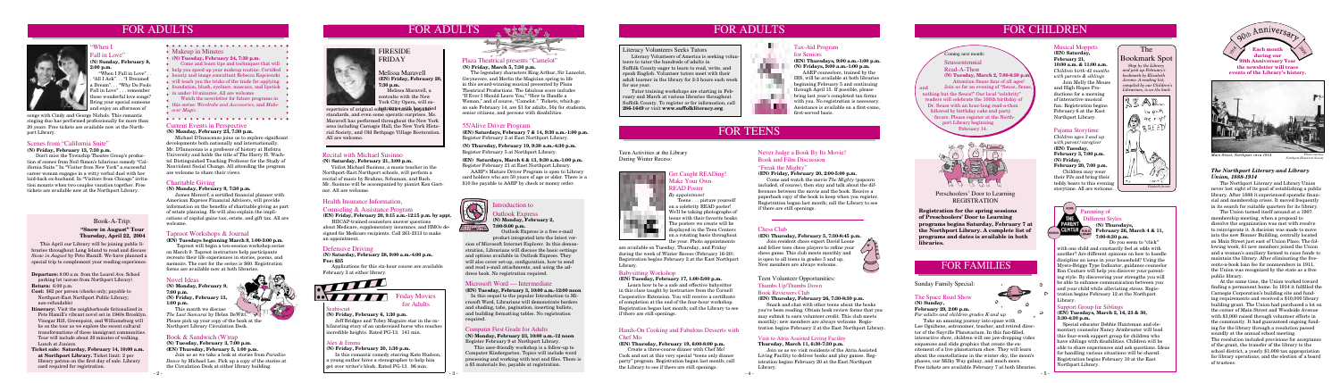# FOR ADULTS

## "When I Fall in Love"

**(N) Sunday, February 8, 2:00 p.m.**

"When I Fall in Love" . . . "All I Ask" . . . "I Dreamed a Dream" . . . "Why Do Fools Fall in Love" . . . remember these wonderful love songs? Bring your special someone and enjoy an afternoon of songs with Cindy and George Nichols. This romantic singing duo has performed professionally for more than 20 years. Free tickets are available now at the Northport Library.

## Scenes from "California Suite"

**(N) Friday, February 13, 7:30 p.m.**

Don't miss the Township Theatre Group's production of scenes from Neil Simon's hilarious comedy "California Suite." In "Visitor from New York" a successful career woman engages in a witty verbal duel with her laid-back ex-husband. In "Visitors from Chicago" irritation mounts when two couples vacation together. Free tickets are available now at the Northport Library.

## Book-A-Trip: "Snow in August" Tour Thursday, April 22, 2004

This April our Library will be joining public libraries throughout Long Island to read and discuss *Snow in August* by Pete Hamill. We have planned a special trip to complement your reading experience.

**Departure:** 8:00 a.m. from the Laurel Ave. School parking lot (across from Northport Library)

**Return:** 6:00 p.m.

**Cost:** $62 per person (checks only; payable to Northport-East Northport Public Library; non-refundable)

**Itinerary:** Visit the neighborhoods fictionalized in Pete Hamill's vibrant novel set in 1940s Brooklyn. Vinegar Hill, Greenpoint, and Williamsburg will be on the tour as we explore the recent cultural transformations of these immigrant communities. Tour will include about 20 minutes of walking. Lunch at Junior's.

**Ticket sale: Saturday, February 14, 10:00 a.m. at Northport Library.** Ticket limit: 2 per library patron on the first day of sale. Library card required for registration.

## Makeup in Minutes

**(N) Tuesday, February 24, 7:30 p.m.**

Come and learn tips and techniques that will help you speed up your makeup routine. Certified beauty and image consultant Rebecca Kopcienski will teach you the tricks of the trade for applying foundation, blush, eyeliner, mascara, and lipstick in under 10 minutes. All are welcome.

Watch the newsletter for future programs in this series: *Wardrobe and Accessories*, and *Makeover Magic*.

## Current Events in Perspective

**(N) Monday, February 23, 7:30 p.m.**

Michael D'Innocenzo joins us to explore significant developments both nationally and internationally. Mr. D'Innocenzo is a professor of history at Hofstra University and holds the title of The Harry H. Wachtel Distinguished Teaching Professor for the Study of Nonviolent Social Change. All attending the program are welcome to share their views.

## Charitable Giving

**(N) Monday, February 9, 7:30 p.m.**

James Maxwell, a certified financial planner with American Express Financial Advisors, will provide information on the benefits of charitable giving as part of estate planning. He will also explain the implications of capital gains tax, estate, and gift tax. All are welcome.

## Taproot Workshops & Journal

**(EN) Tuesdays beginning March 9, 1:00-3:00 p.m.**

Taproot will begin a ten-session workshop series on March 9. Taproot instructors help participants recreate their life experiences in stories, poems, and memoirs. The cost for the series is $60. Registration forms are available now at both libraries.

## Novel Ideas

**(N) Monday, February 9, 7:00 p.m.**

**(N) Friday, February 13, 1:00 p.m.**

This month we discuss *The Last Samurai* by Helen DeWitt. Please pick up your copy of the book at the Northport Library Circulation Desk.

## Book & Sandwich (W)rap

**(N) Tuesday, February 3, 7:30 p.m.**

**(EN) Thursday, February 5, 1:00 p.m.**

Join us as we take a look at stories from *Paradise Donut* by Michael Lee. Pick up a copy of the stories at the Circulation Desk at either library building.

## FIRESIDE FRIDAY

### Melissa Maravell

**(EN) Friday, February 20, 7:30 p.m.**

Melissa Maravell, a contralto with the New York City Opera, will enchant us with her unique repertoire of original songs, torch songs, jazz standards, and even some operatic surprises. Ms. Maravell has performed throughout the New York area including Carnegie Hall, the New York Historical Society, and Old Bethpage Village Restoration. All are welcome.

## Recital with Michael Susinno

**(N) Saturday, February 21, 2:00 p.m.**

Violist Michael Susinno, a music teacher in the Northport-East Northport schools, will perform a recital of music by Brahms, Schuman, and Bach. Mr. Susinno will be accompanied by pianist Ken Garner. All are welcome.

## Health Insurance Information, Counseling & Assistance Program

**(EN) Friday, February 20, 9:15 a.m.-12:15 p.m. by appt.**

HIICAP-trained counselors answer questions about Medicare, supplementary insurance, and HMOs designed for Medicare recipients. Call 261-2313 to make an appointment.

## Defensive Driving

**(N) Saturday, February 28, 9:00 a.m.-4:00 p.m. Fee: $35**

Applications for this six-hour course are available February 1 at either library.

## Friday Movies for Adults

### Seabiscuit

**(N) Friday, February 6, 1:30 p.m.**

Jeff Bridges and Tobey Maguire star in the exhilarating story of an underrated horse who reaches incredible heights. Rated PG-13. 141 min.

### Alex & Emma

**(N) Friday, February 20, 1:30 p.m.**

In this romantic comedy starring Kate Hudson, a young author hires a stenographer to help him get over writer's block. Rated PG-13. 96 min.

## Plaza Theatrical presents "Camelot"

**(N) Friday, March 5, 7:30 p.m.**

The legendary characters King Arthur, Sir Lancelot, Guynevere, and Merlin the Magician spring to life in this award-winning musical presented by Plaza Theatrical Productions. The fabulous score includes "If Ever I Would Leave You," "How to Handle a Woman," and of course, "Camelot." Tickets, which go on sale February 14, are $5 for adults, $4 for students, senior citizens, and persons with disabilities.

## 55/Alive Driver Program

**(EN) Saturdays, February 7 & 14, 9:30 a.m.-1:00 p.m.** Registration: February 2 at East Northport Library.

**(N) Thursday, February 19, 9:30 a.m.-4:30 p.m.** Registration: February 5 at Northport Library.

**(EN) Saturdays, March 6 & 13, 9:30 a.m.-1:00 p.m.** Registration: February 21 at East Northport Library.

AARP's Mature Driver Program is open to Library card holders who are 50 years of age or older. There is a $10 fee payable to AARP by check or money order.

## Introduction to Outlook Express

**(N) Monday, February 2, 7:00-9:00 p.m.**

Outlook Express is a free e-mail product integrated into the latest version of Microsoft Internet Explorer. In this demonstration, Librarians will discuss the basic settings and options available in Outlook Express. They will also cover set-up, configuration, how to send and read e-mail attachments, and using the address book. No registration required.

## Microsoft Word — Intermediate

**(EN) Tuesday, February 3, 10:00 a.m.-12:00 noon**

In this sequel to the popular Introduction to Microsoft Word, Librarians will demonstrate borders and shading, tabs, pagination, inserting bullets, and building formatting tables. No registration required.

## Computer First Grade for Adults

**(N) Monday, February 23, 10:00 a.m.-12 noon**

Register February 9 at Northport Library.

This user-friendly workshop is a follow-up to Computer Kindergarten. Topics will include word processing and working with text and files. There is a $5 materials fee, payable at registration.

## Literacy Volunteers Seeks Tutors

Literacy Volunteers of America is seeking volunteers to tutor the hundreds of adults in Suffolk County eager to learn to read, write, and speak English. Volunteer tutors meet with their adult learner in the library for 2-3 hours each week for one year.

Tutor training workshops are starting in February and March at various libraries throughout Suffolk County. To register or for information, call **286-1649** or visit **www.suffolkliteracy.org**.

## Tax-Aid Program for Seniors

**(EN) Mondays, 9:00 a.m.-1:00 p.m.**

**(N) Fridays, 9:00 a.m.-1:00 p.m.**

AARP counselors, trained by the IRS, will be available at both libraries beginning February 5 and continuing through April 15. If possible, please bring last year's completed tax forms with you. No registration is necessary. Assistance is available on a first-come, first-served basis.

# FOR TEENS

Teen Activities at the Library During Winter Recess:

## Get Caught READing! Make Your Own READ Poster

*By appointment*

Teens . . . celebrate yourself as a celebrity READ poster! We'll be taking photographs of teens with their favorite books. The posters we create will be displayed in the Teen Centers on a rotating basis throughout the year. Photo appointments are available on Tuesday, Thursday, and Friday during the week of Winter Recess (February 16-20). Registration begins February 2 at the East Northport Library.

## Babysitting Workshop

**(EN) Tuesday, February 17, 1:00-3:00 p.m.**

Learn how to be a safe and effective babysitter in this class taught by instructors from the Cornell Cooperative Extension. You will receive a certificate of completion at the end of the four-hour workshop. Registration began last month; call the Library to see if there are still openings.

## Hands-On Cooking and Fabulous Desserts with Chef Mo

**(EN) Thursday, February 19, 6:00-8:00 p.m.**

Create a three-course dinner with Chef Mo! Cook and eat at this very special "teens only dinner party" program. Registration began last month; call the Library to see if there are still openings.

## Never Judge a Book By Its Movie! Book and Film Discussion "Freak the Mighty"

**(EN) Friday, February 20, 2:00-5:00 p.m.**

Come and watch the movie *The Mighty* (popcorn included, of course), then stay and talk about the differences between the movie and the book. Receive a paperback copy of the book to keep when you register. Registration began last month; call the Library to see if there are still openings.

## Chess Club

**(EN) Thursday, February 5, 7:30-8:45 p.m.**

Join resident chess expert David Leone and fellow teen chess players to refine your chess game. This club meets monthly and is open to all teens in grades 5 and up. New members are always welcome.

## Teen Volunteer Opportunities: Thumbs Up/Thumbs Down Book Reviewers Club

**(EN) Thursday, February 26, 7:30-8:30 p.m.**

Snack and chat with other teens about the books you've been reading. Obtain book review forms that you may submit to earn volunteer credit. This club meets monthly; new members are always welcome. Registration begins February 2 at the East Northport Library.

## Visit to Atria Assisted Living Facility

**(EN) Tuesday, March 16, 6:30-7:30 p.m.**

Join us as we visit residents of the Atria Assisted Living Facility to deliver books and play games. Registration begins February 20 at the East Northport Library.

# FOR CHILDREN

Coming next month:

## Seussentennial Read-A-Thon

**(N) Tuesday, March 2, 7:00-8:30 p.m.**

Attention Seuss fans of all ages! Join us for an evening of "Seuss, Seuss, and nothing but the Seuss!" Our local "celebrity" readers will celebrate the 100th birthday of Dr. Seuss with an hour-long read-a-thon followed by birthday cake and party favors. Please register at the Northport Library beginning February 14.

Preschoolers' Door to Learning REGISTRATION

**Registration for the spring sessions of Preschoolers' Door to Learning programs begins Saturday, February 7 at the Northport Library. A complete list of programs and dates is available in both libraries.**

## Musical Moppets

**(EN) Saturday, February 21, 10:00 a.m. & 11:00 a.m.**

*Children birth-42 months with parents & siblings*

Join Molly the Moose and High Hopes Productions for a morning of interactive musical fun. Registration begins February 6 at the East Northport Library.

## Pajama Storytime

*Children ages 3 and up with parent/caregiver*

**(EN) Tuesday, February 3, 7:00 p.m.**

**(N) Friday, February 20, 7:00 p.m.**

Children may wear their PJs and bring their teddy bears to this evening storytime. All are welcome.

## The Bookmark Spot

*Stop by the Library and pick up February's bookmark by Elizabeth Greene. Bookmarks are available in the Children's Room.*

# FOR FAMILIES

Sunday Family Special:

## The Space Road Show

**(N) Sunday, February 29, 2:00 p.m.**

*For adults and children grades K and up*

Take an amazing journey into space with Lee Ziegelman, astronomer, teacher, and retired director of the Sayville Planetarium. In this fun-filled, interactive show, children will see jaw-dropping video sequences and slides graphics that create the excitement of a live planetarium show. They will learn about the constellations in the winter sky, the moon's phases, our Milky Way galaxy, and much more. Free tickets are available February 7 at both libraries.

## Parenting of Different Styles

**(N) Thursdays, February 26, March 4 & 11, 7:00-8:30 p.m.**

Do you seem to "click" with one child and constantly feel at odds with another? Are different opinions on how to handle discipline an issue in your household? Using the Myers-Briggs Type Indicator, guidance counselor Ann Coutrier will help you discover your parenting style. By discovering your strengths you will be able to enhance communication between you and your child while alleviating stress. Registration begins February 2 at the Northport Library.

## Support Group for Siblings

**(EN) Tuesdays, March 2, 16, 23 & 30, 3:30-4:30 p.m.**

Special educator Debbie Harrison and elementary counselor Nancy Armbruster will lead this four-week support group for children who have siblings with disabilities. Children will be able to share experiences and ask questions. Ideas for handling various situations will be shared. Registration begins February 16 at the East Northport Library.

## 90th Anniversary

**Each month during our 90th Anniversary Year the newsletter will trace events of the Library's history.**

*Main Street, Northport circa 1914*

### The Northport Library and Library Union, 1888-1914

The Northport Library and Library Union never lost sight of its goal of establishing a public library. After 1888 it experienced sporadic financial and membership crises. It moved frequently in search for suitable quarters for its library.

The Union turned itself around at a 1907 membership meeting, when a proposal to dissolve the organization was met with resolve to reinvigorate it. A decision was made to move into the new Bonner Building, centrally located on Main Street just east of Union Place. The following weeks, several members joined the Union and a woman's auxiliary formed to raise funds to maintain the library. After eliminating the free-entrance-book loan fee for nonmembers in 1911, the Union was recognized by the state as a free public library.

At the same time, the Union worked toward finding a permanent home. In 1914 it fulfilled the Carnegie Corporation's building site and funding requirements and received a $10,000 library building grant. The Union had purchased a lot on the corner of Main Street and Woodside Avenue with $3,000 raised through volunteer efforts in the community. It had guaranteed ongoing funding for the library through a resolution passed annually at the annual school meeting.

The resolution included provisions for acceptance of the grant, the transfer of the library to the school district, a yearly $1,000 tax appropriation for library operations, and the election of a board of trustees.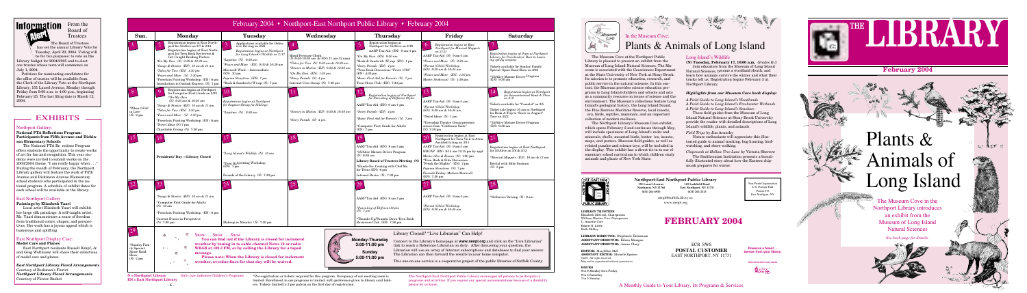## Information Alert!

From the Board of Trustees

The Board of Trustees has set the annual Library Vote for Tuesday, April 20, 2004. Voting will be for two purposes: to vote on the Library budget for 2004/2005 and to elect one trustee whose term will commence on July 1, 2004.

Petitions for nominating candidates for the office of trustee will be available from the Clerk of the Library Vote at the Northport Library, 151 Laurel Avenue, Monday through Friday from 9:00 a.m. to 4:00 p.m., beginning February 25. The last filing date is March 12, 2004.

## EXHIBITS

### Northport Gallery:

**National PTA Reflections Program: Participants from Fifth Avenue and Dickinson Elementary Schools**

The National PTA Reflections Program offers students the opportunity to create works of art for fun and recognition. This year students were invited to submit works on the 2003/2004 theme: "I am really happy when . . ." During the month of February, the Northport Library gallery will feature the work of Fifth Avenue and Dickinson Avenue Elementary school students who participated in the national program. A schedule of exhibit dates for each school will be available in the library.

### East Northport Gallery

**Paintings by Elizabeth Yaari**

Local artist Elizabeth Yaari will exhibit her large oils paintings. A self-taught artist, Ms. Yaari demonstrates a sense of freedom from traditional colors, shapes, and perspectives. Her work has a joyous appeal which is humorous and uplifting.

### East Northport Display Case:

**Model Cars and Planes**

East Northport residents Russell Knopf, Jr. and Greg Woltmann will share their collections of model cars and planes.

***East Northport Library Floral Arrangements***

Courtesy of Beckman's Florist

***Northport Library Floral Arrangements***

Courtesy of Flower Basket

## February 2004 • Northport-East Northport Public Library • February 2004

| Sun. | Monday | Tuesday | Wednesday | Thursday | Friday | Saturday |
|---|---|---|---|---|---|---|
| 1 | 2 Registration begins at East Northport for *It's Never Too Early* on 2/7 & 2/14<br>Registration begins at East Northport for *Teen Book Reviewers & Get Caught Reading Posters*<br>*On My Own (N) 9:30 & 10:30 am<br>*Songs & Stories (EN) 10 am & 11 am<br>*Tales for Two (EN) 1:30 pm<br>*Fours and More (N) 1:30 pm<br>*Porcelain Painting Workshop (EN) 6 pm<br>Introduction to Outlook Express (N) 7 pm | 3 Applications available for Defensive Driving on 2/28<br>*Registration begins at Northport for Long Island's Wildlife on 2/17*<br>*Laptime (N) 9:30 am<br>*Fours and More (EN) 9:30 & 10:30 am<br>Microsoft Word—Intermediate (EN) 10 am<br>*Pajama Storytime (EN) 7 pm*<br>*Book & Sandwich (W)rap (EN) 7 pm | 4 Blood Pressure Check (N) 9:30-10:30 am (& (EN) 11 am-12 noon<br>*Tales for Two (N) 9:30 am & 10:30 am<br>*Stories in Motion (EN) 9:30 & 10:30 am<br>*On My Own (EN) 1:30 pm<br>*Story Parade (N) 4 pm<br>Internet User Group (N) 7:30 pm | 5 Registration begins at Northport for *It's Never Too Early* on 2/21<br>AARP Tax-Aid (EN) 9 am-1 pm<br>*On My Own (EN) 9:30 am<br>*Book & Sandwich (W)rap (EN) 1 pm<br>*Story Parade (EN) 4 pm<br>*Teen Book Discussion: "Fever 1793" (EN) 4:30 pm<br>*Basic First Aid for Parents (N) 7 pm<br>Teen Chess Club (EN) 7:30 pm | 6 *Registration begins at East Northport for Musical Muppets on 2/21*<br>AARP Tax-Aid (N) 9 am-1 pm<br>*Fours and More (N) 9:30 am<br>*Parent/Child Workshop (EN) 9:30 am & 10:45 am<br>*Fours and More (EN) 1:30 pm<br>Movies: *Seabiscuit* (N) 1:30 pm | 7 *Registration begins at 9 am at Northport Library for Preschoolers' Door to Learning spring sessions*<br>Tickets available for Sunday Family Special: Space Road Show on 2/29<br>*It's Never Too Early (EN) 10:30 am<br>*AARP Mature Driver Program (EN) 9:30 am |
| 8 *When I Fall in Love (N) 2 pm | 9 Registration begins at Northport for Computer First Grade on 2/21<br>*On My Own (N) 9:30 am & 10:30 am<br>*Songs & Stories (EN) 10 am & 11 am<br>*Tales for Two (EN) 1:30 pm<br>*Fours and More (N) 1:30 pm<br>*Porcelain Painting Workshop (EN) 6 pm<br>*Novel Ideas (N) 7 pm<br>Charitable Giving (N) 7:30 pm | 10<br>*Registration begins at Northport for Support Group for Siblings*<br>*Laptime (N) 9:30 am | 11<br>*Stories in Motion (EN) 9:30 & 10:30 am<br>*Story Parade (N) 4 pm | 12 *Registration begins at Northport for Parenting of Different Styles*<br>AARP Tax-Aid (EN) 9 am-1 pm<br>*Story Parade (EN) 4 pm<br>*Basic First Aid for Parents (N) 7 pm<br>*Computer First Grade for Adults (EN) 7 pm | 13<br>AARP Tax-Aid (N) 9 am-1 pm<br>*Parent/Child Workshop (EN) 9:30 am & 10:45 am<br>*Novel Ideas (N) 1 pm<br>*Traveling Theatre Group presents scenes from "California Suite" (N) 7:30 pm | 14 *Registration begins at Northport for Dependent Read-A-Thon on 2/14*<br>Tickets available for "Camelot" on 3/5<br>Ticket sale begins 10 am at Northport for Books & Trip to "Snow in August" Tour on 4/22<br>*AARP Mature Driver Program (EN) 9:30 am |
| 15 | 16<br>**Presidents' Day—Library Closed** | 17<br>*Long Island's Wildlife (N) 10 am*<br>*Teen Scrapbooking Workshop (EN) 7 pm<br>Friends of the Library (N) 7:30 pm | 18 | 19<br>AARP Tax-Aid (EN) 9 am-1 pm<br>*AARP Mature Driver Program (N) 9:30 am<br>**Library Board of Trustees Meeting (N)**<br>*Hands-On: Cooking with Chef Mo for Teens (EN) 6 pm<br>Internet Basics (N) 7:30 pm | 20 Registration begins at East Northport for Teen Visit to Atria Assisted Living on 3/11<br>AARP Tax-Aid (N) 9 am-1 pm<br>HIICAP (EN) 9:15 am-12:15 pm by appt.<br>Movies: *Alex & Emma* (N) 1:30 pm<br>*Teen Book & Film Discussion: "Freak the Mighty" (EN) 2 pm<br>*Pajama Storytime (N) 7 pm*<br>Fireside Friday: Melissa Maxwell (EN) 7:30 pm | 21 Registration begins at East Northport for *It's Never Too Early* on 3/6 & 3/13<br>*Musical Muppets (EN) 10 am & 11 am*<br>Recital with Mike Santoro (N) 3 pm |
| 22 | 23<br>*Songs & Stories (EN) 10 am & 11 am<br>*Computer First Grade for Adults (N) 10 am<br>*Porcelain Painting Workshop (EN) 6 pm<br>Current Events in Perspective (N) 7:30 pm | 24<br>Makeup in Minutes (N) 7:30 pm | 25 | 26<br>AARP Tax-Aid (EN) 9 am-1 pm<br>*Parenting of Different Styles (N) 7 pm*<br>*Thumbs Up/Thumbs Down Teen Book Reviewers Club (EN) 7:30 pm | 27<br>AARP Tax-Aid (N) 9 am-1 pm<br>*Parent/Child Workshop (EN) 9:30 am & 10:45 am | 28<br>*Defensive Driving (N) 9 am |
| 29 *Sunday Family Special: Space Road Show (N) 2 pm | | | | | | |

**Snow . . . Snow . . . Snow**

You can find out if the Library is closed for inclement weather by tuning in to cable channel News 12 or radio WBAB at 102.3 FM, or by calling the Library for a taped message.

Please note: When the Library is closed for inclement weather, overdue fines for that day will be waived.

**Monday-Thursday 3:00-11:00 pm**
**Sunday 5:00-11:00 pm**

**Library Closed? "Live Librarian" Can Help!**

Connect to the Library's homepage at **www.nenpl.org** and click on the "Live Librarian" link to reach a Reference Librarian on duty. After discussing your question, the Librarian will use an array of Internet subscriptions and databases to find your answer. The Librarian can then forward the results to your home computer.

This one-on-one service is a cooperative project of the public libraries of Suffolk County.

N = **Northport Library**
EN = **East Northport Library**

*Italic type indicates Children's Programs.*

*Pre-registration or tickets required for this program. Occupancy of our meeting room is limited. Enrollment in our programs is limited, with preference given to library card holders. Tickets limited to 2 per patron on the first day of registration.

The Northport-East Northport Public Library encourages all patrons to participate in programs and activities. If you require any special accommodations because of a disability, please let us know.

## In the Museum Cove: Plants & Animals of Long Island

The Museum Cove at the Northport Public Library is pleased to present an exhibit from the Museum of Long Island Natural Sciences. The Museum is associated with the Geosciences Department at the State University of New York at Stony Brook. Its mission is to promote education, research, and public service in the natural sciences. In this context, the Museum provides science education programs to Long Island children and schools and acts as a community resource on issues of science and the environment. The Museum's collections feature Long Island's geological history, the Long Island Sound, the Pine Barrens Maritime Reserve, local insects, sea, birds, reptiles, mammals, and an important collection of modern molluscs.

The Northport Library's Museum Cove exhibit, which opens February 2 and continues through May, will include specimens of Long Island's rocks and minerals, shells, mounted birds, butterflies, insects, maps, and posters. Museum field guides, as well as related puzzles and science toys, will be included in the display. This exhibit has a direct tie-in to our elementary school curriculum in which children study animals and plants of New York State.

### Long Island's Wildlife

**(N) Tuesday, February 17, 10:00 a.m.** *Grades K-3*

Join educators from the Museum of Long Island Natural Sciences, become a woodland sleuth, and learn how animals survive the winter and what their tracks tell us. Registration begins February 3 at Northport Library.

### *Highlights from our Museum Cove book display:*

*A Field Guide to Long Island's Woodlands*
*A Field Guide to Long Island's Freshwater Wetlands*
*A Field Guide to Long Island's Seashore*

These field guides from the Museum of Long Island Natural Sciences at Stony Brook University provide the reader with detailed descriptions of Long Island's wildlife, plants, and animals.

*Field Trips* by Jim Arnosky

Nature-enthusiasts will appreciate this illustrated guide to animal tracking, bug hunting, bird-watching, and shore walking.

*Chipmunk at Hollow Tree Lane* by Victoria Sherrow

The Smithsonian Institution presents a beautifully illustrated story about how the Eastern chipmunk prepares for winter.

**Northport-East Northport Public Library**

**151 Laurel Avenue**
**Northport, NY 11768**
**261-6930**

**185 Larkfield Road**
**East Northport, NY 11731**
**261-2313**

nenpl@suffolk.lib.ny.us
www.nenpl.org

Non Profit Organization
U.S. Postage Paid
Permit #79
East Northport, NY

**LIBRARY TRUSTEES**
Elizabeth McCloat, Chairperson
William Martin, Vice Chairperson
C. Jeanette Cave
Robert E. Little
Ruth Hefter

**LIBRARY DIRECTOR:** Stephanie Heineman
**ASSISTANT DIRECTOR:** Eileen Minogue
**ASSISTANT DIRECTOR:** James Olney

**EDITOR:** MaryEllen Hall
**ASSISTANT EDITOR:** Michelle Epstein
©2004 All rights reserved
May not be reproduced without permission

**HOURS**
9 to 9 Monday thru Friday
9 to 5 Saturday
1 to 5 Sunday

# FEBRUARY 2004

ECR SWS
**POSTAL CUSTOMER**
EAST NORTHPORT, NY 11731

Preserve a forest . . . borrow from your library.

# THE LIBRARY

**February 2004**

# Plants & Animals of Long Island

The Museum Cove in the Northport Library introduces an exhibit from the Museum of Long Island Natural Sciences

*See back page for details.*

A Monthly Guide to Your Library, Its Programs & Services